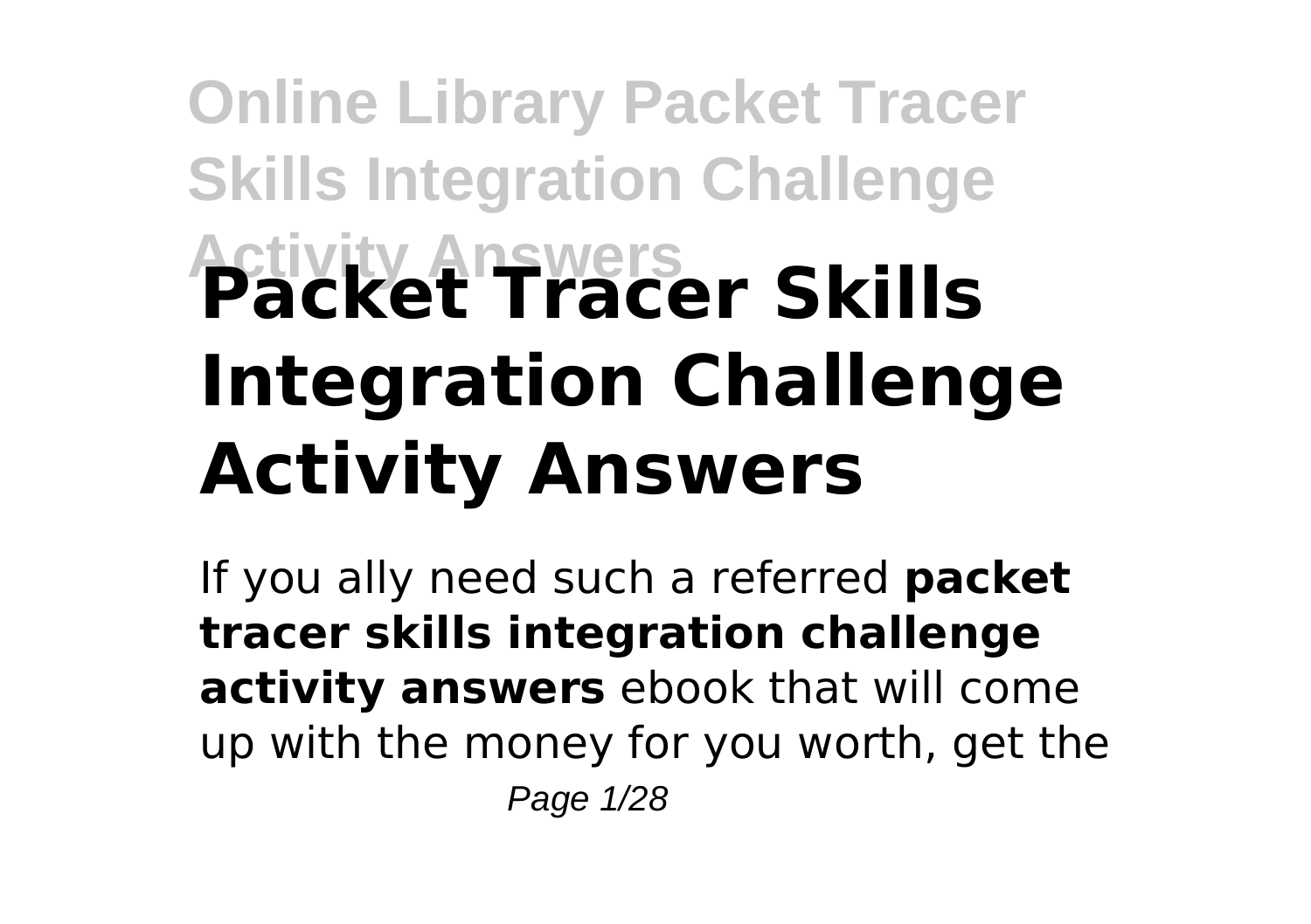# Packet Tracer Skills Integration Challenge Activity Answers

If you ally need such a referred **packet tracer skills integration challenge activity answers** ebook that will come up with the money for you worth, get the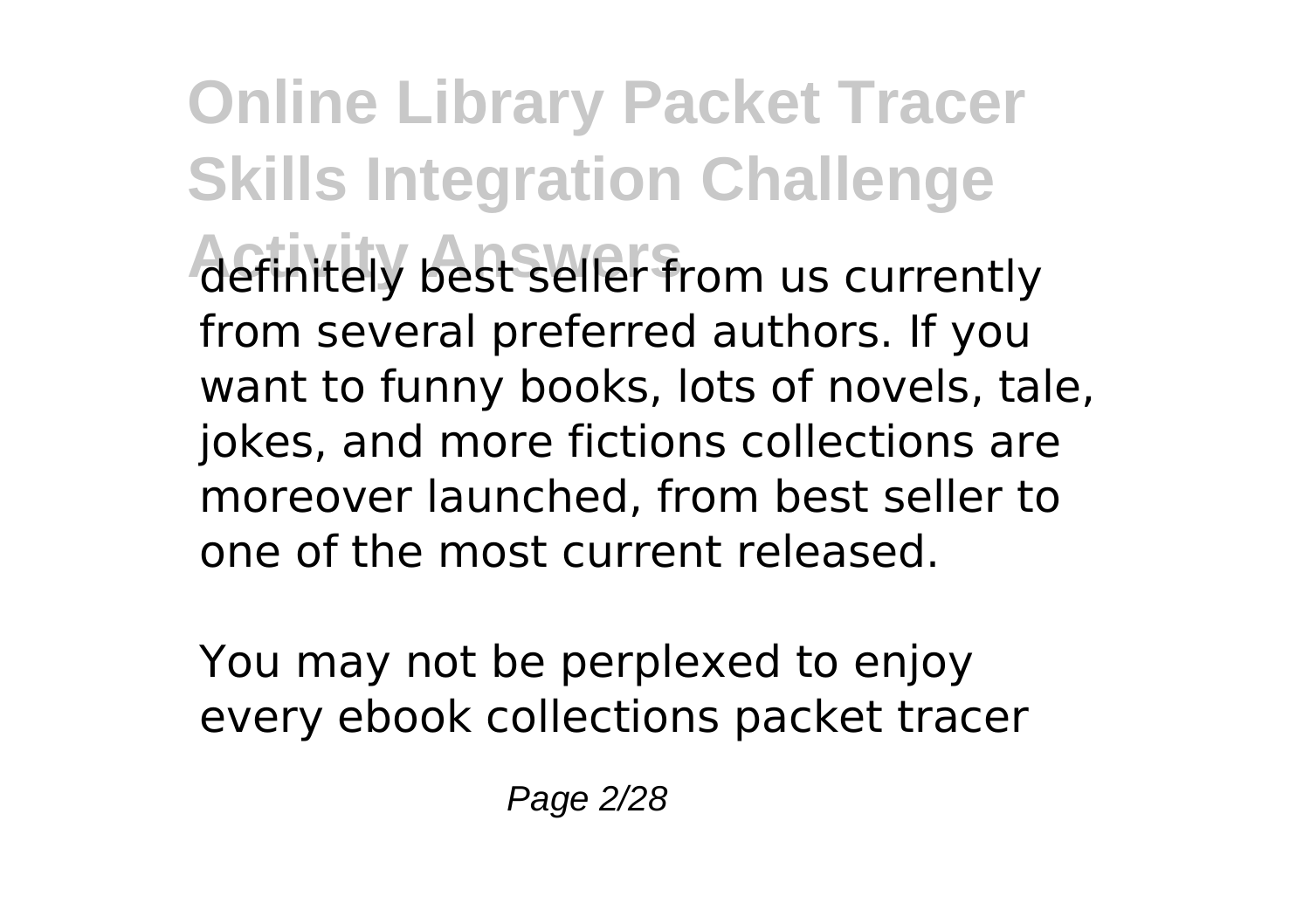definitely best seller from us currently from several preferred authors. If you want to funny books, lots of novels, tale, jokes, and more fictions collections are moreover launched, from best seller to one of the most current released.

You may not be perplexed to enjoy every ebook collections packet tracer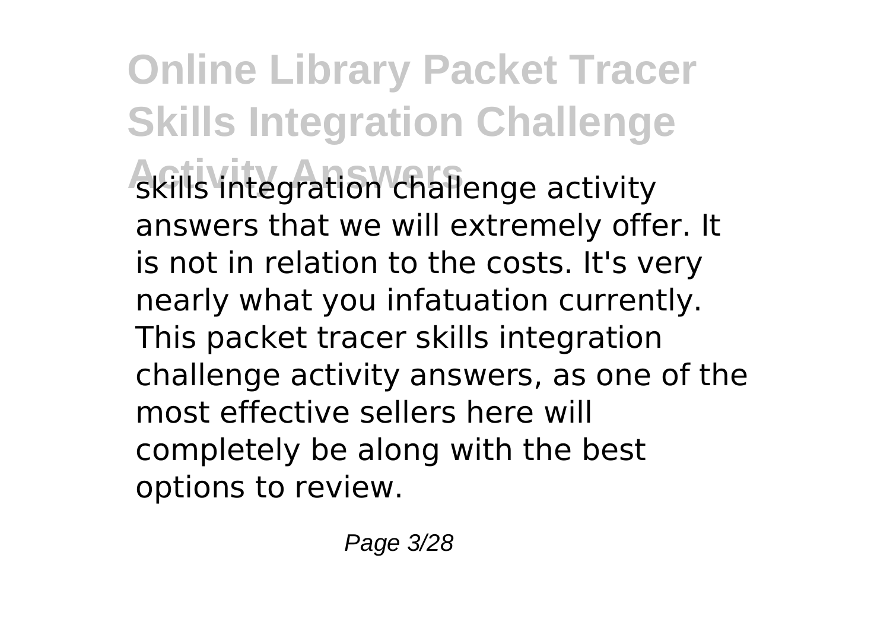skills integration challenge activity answers that we will extremely offer. It is not in relation to the costs. It's very nearly what you infatuation currently. This packet tracer skills integration challenge activity answers, as one of the most effective sellers here will completely be along with the best options to review.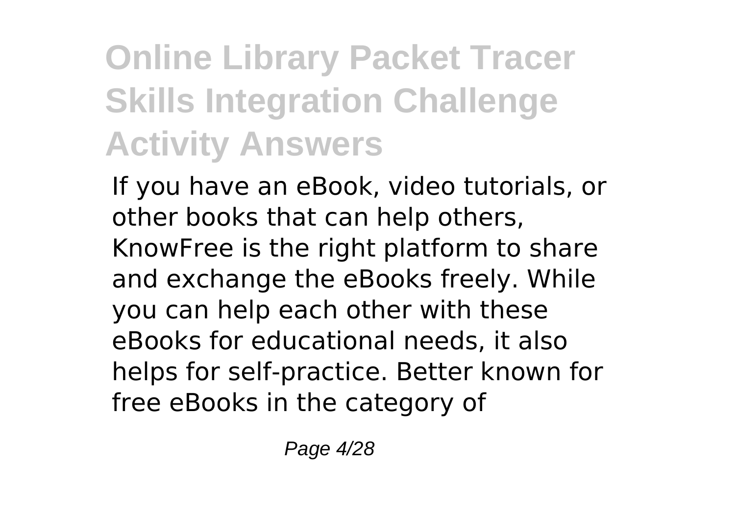If you have an eBook, video tutorials, or other books that can help others, KnowFree is the right platform to share and exchange the eBooks freely. While you can help each other with these eBooks for educational needs, it also helps for self-practice. Better known for free eBooks in the category of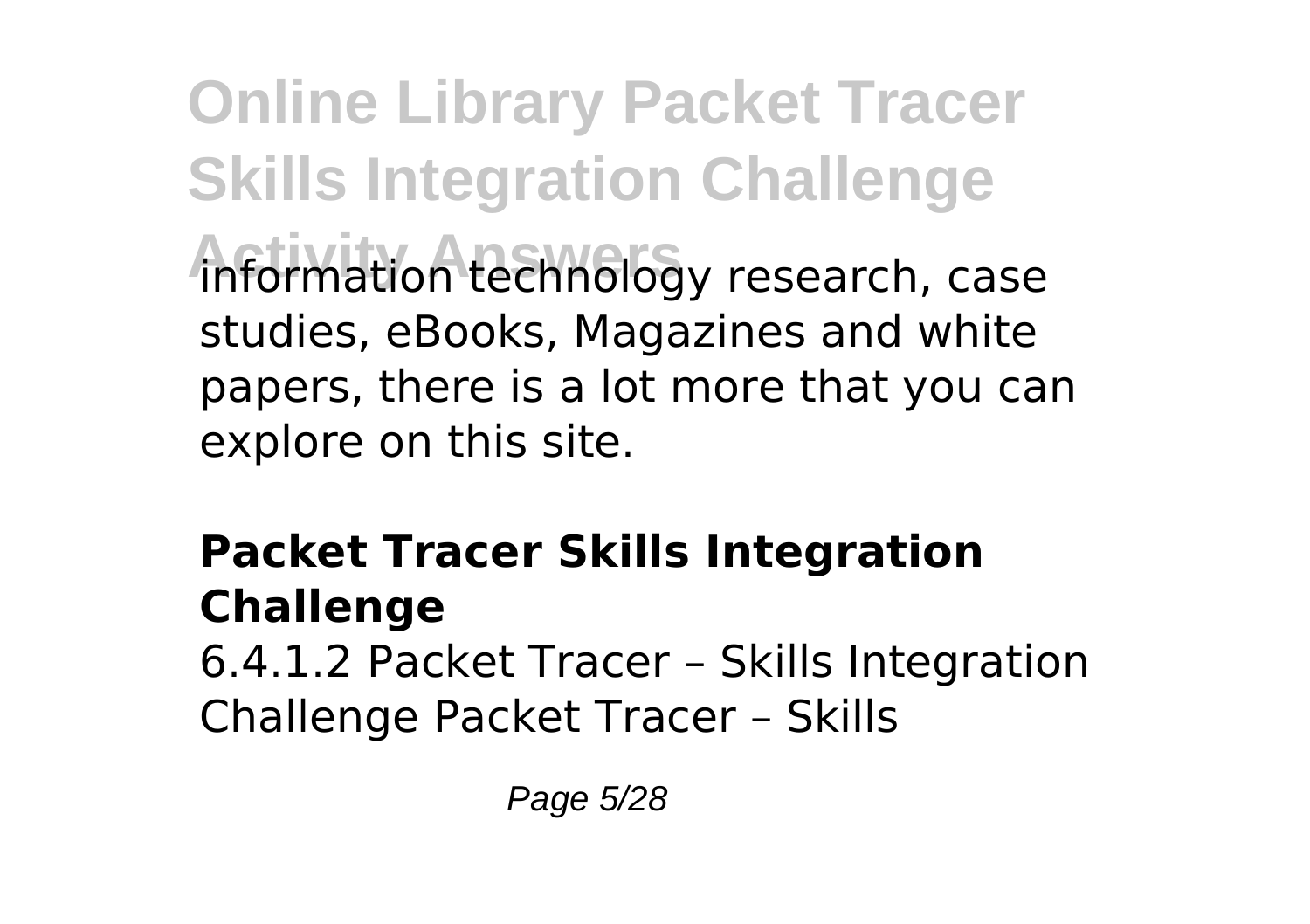information technology research, case studies, eBooks, Magazines and white papers, there is a lot more that you can explore on this site.

## Packet Tracer Skills Integration Challenge

6.4.1.2 Packet Tracer – Skills Integration Challenge Packet Tracer – Skills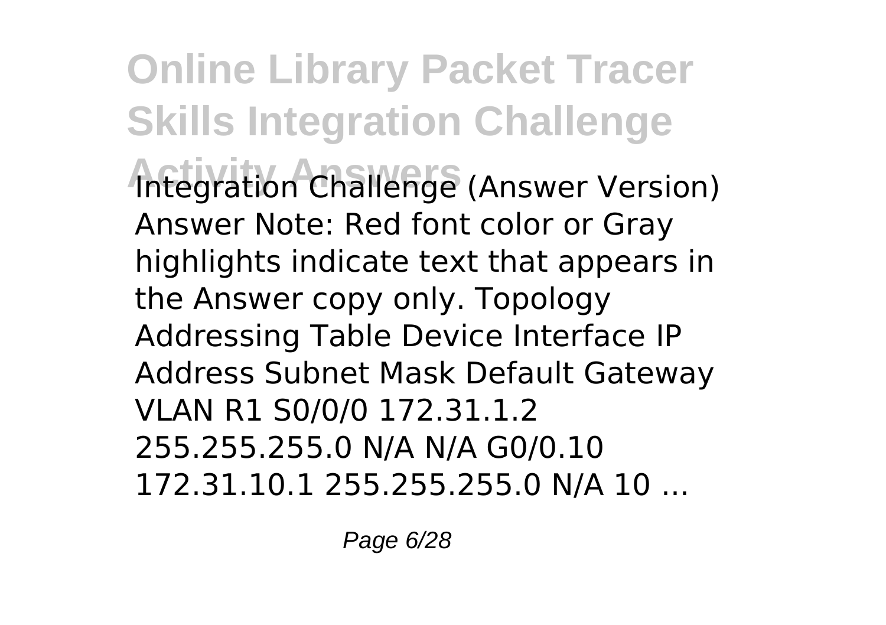Integration Challenge (Answer Version) Answer Note: Red font color or Gray highlights indicate text that appears in the Answer copy only. Topology Addressing Table Device Interface IP Address Subnet Mask Default Gateway VLAN R1 S0/0/0 172.31.1.2 255.255.255.0 N/A N/A G0/0.10 172.31.10.1 255.255.255.0 N/A 10 ...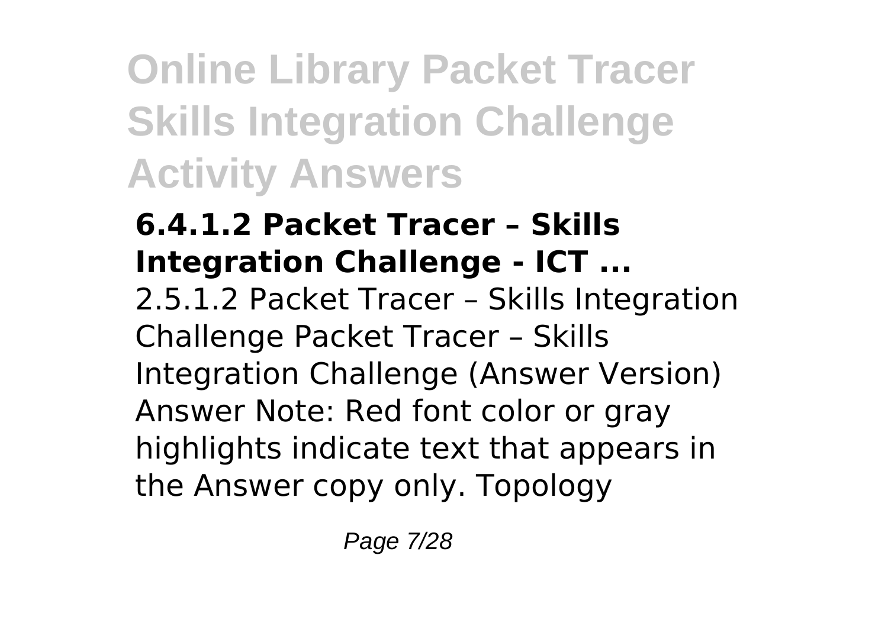### 6.4.1.2 Packet Tracer – Skills Integration Challenge - ICT ...

2.5.1.2 Packet Tracer – Skills Integration Challenge Packet Tracer – Skills Integration Challenge (Answer Version) Answer Note: Red font color or gray highlights indicate text that appears in the Answer copy only. Topology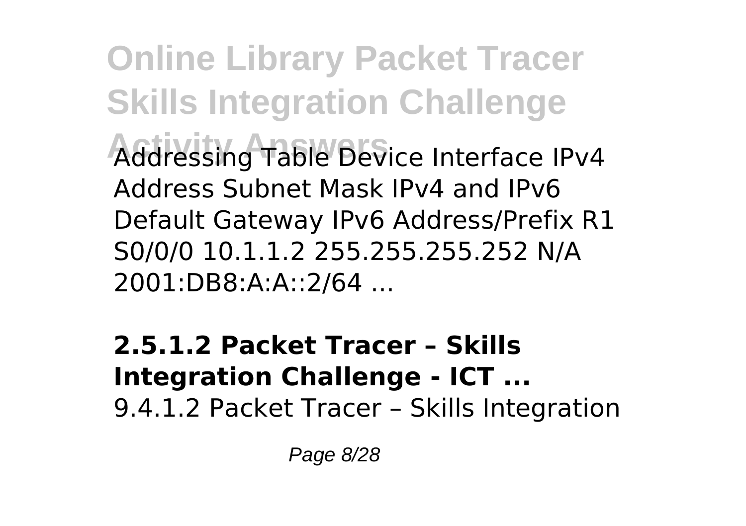Addressing Table Device Interface IPv4 Address Subnet Mask IPv4 and IPv6 Default Gateway IPv6 Address/Prefix R1 S0/0/0 10.1.1.2 255.255.255.252 N/A 2001:DB8:A:A::2/64 ...

**2.5.1.2 Packet Tracer – Skills Integration Challenge - ICT ...**

9.4.1.2 Packet Tracer – Skills Integration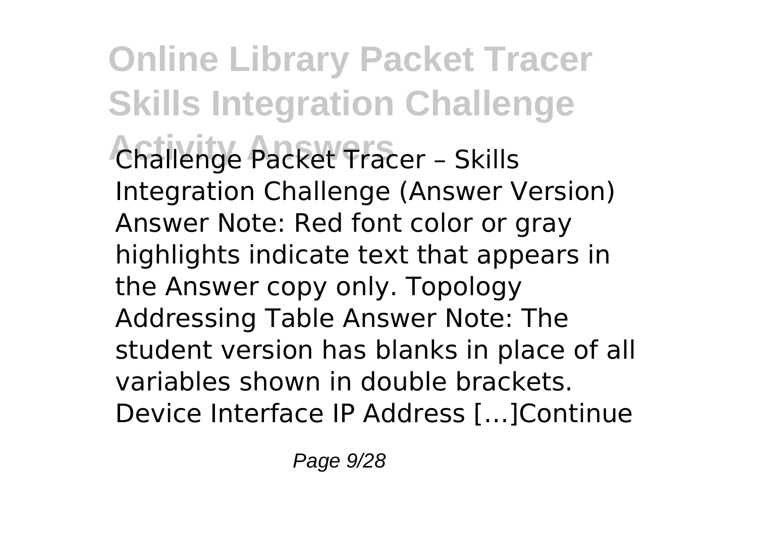Challenge Packet Tracer – Skills Integration Challenge (Answer Version) Answer Note: Red font color or gray highlights indicate text that appears in the Answer copy only. Topology Addressing Table Answer Note: The student version has blanks in place of all variables shown in double brackets. Device Interface IP Address […]Continue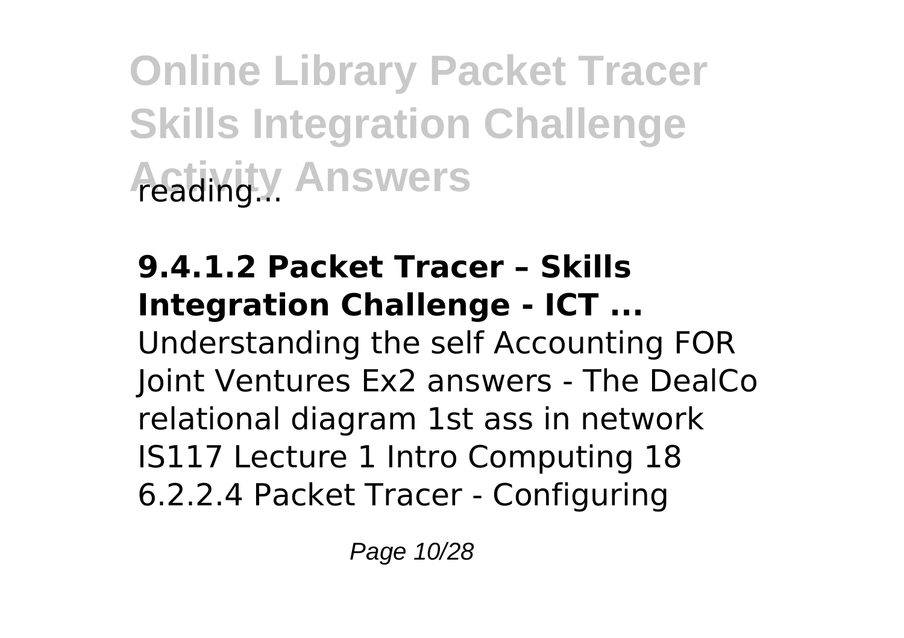reading...

**9.4.1.2 Packet Tracer – Skills Integration Challenge - ICT ...**

Understanding the self Accounting FOR Joint Ventures Ex2 answers - The DealCo relational diagram 1st ass in network IS117 Lecture 1 Intro Computing 18 6.2.2.4 Packet Tracer - Configuring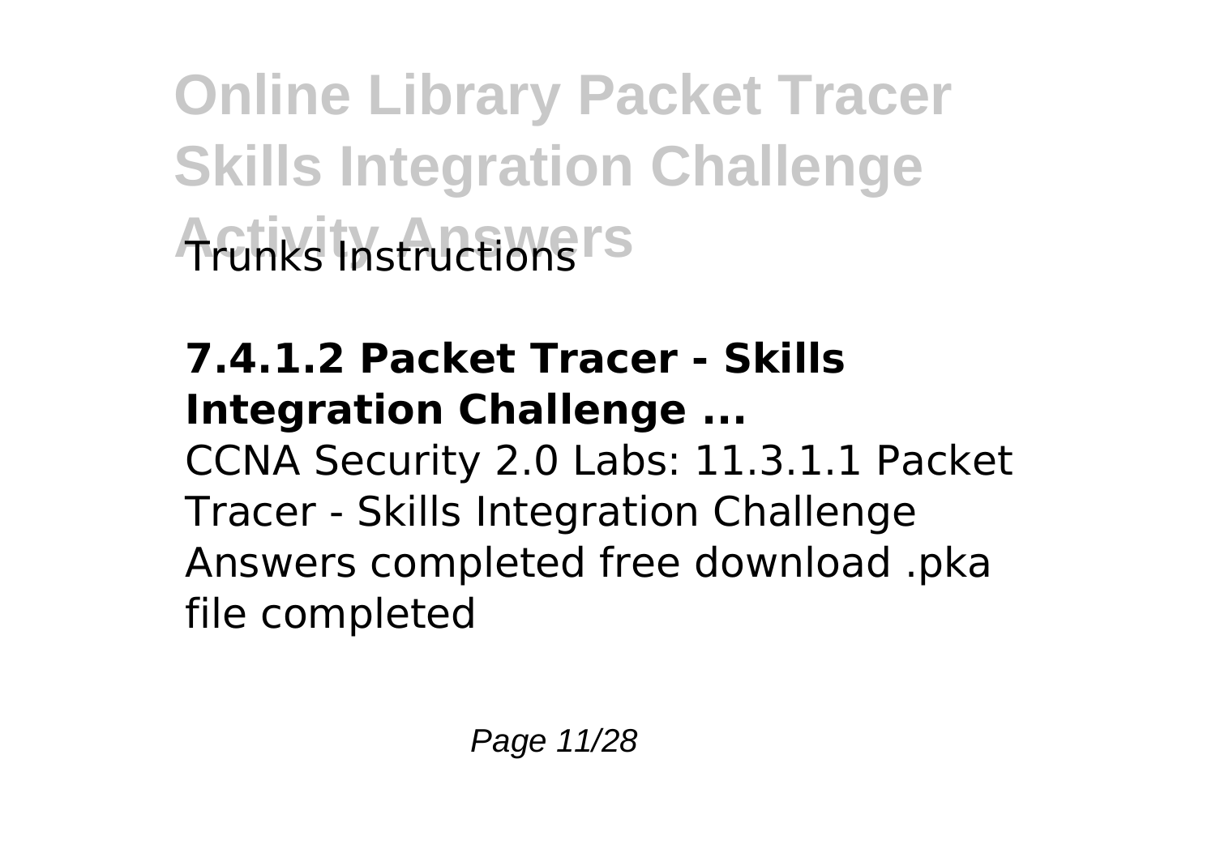Trunks Instructions

**7.4.1.2 Packet Tracer - Skills Integration Challenge ...**

CCNA Security 2.0 Labs: 11.3.1.1 Packet Tracer - Skills Integration Challenge Answers completed free download .pka file completed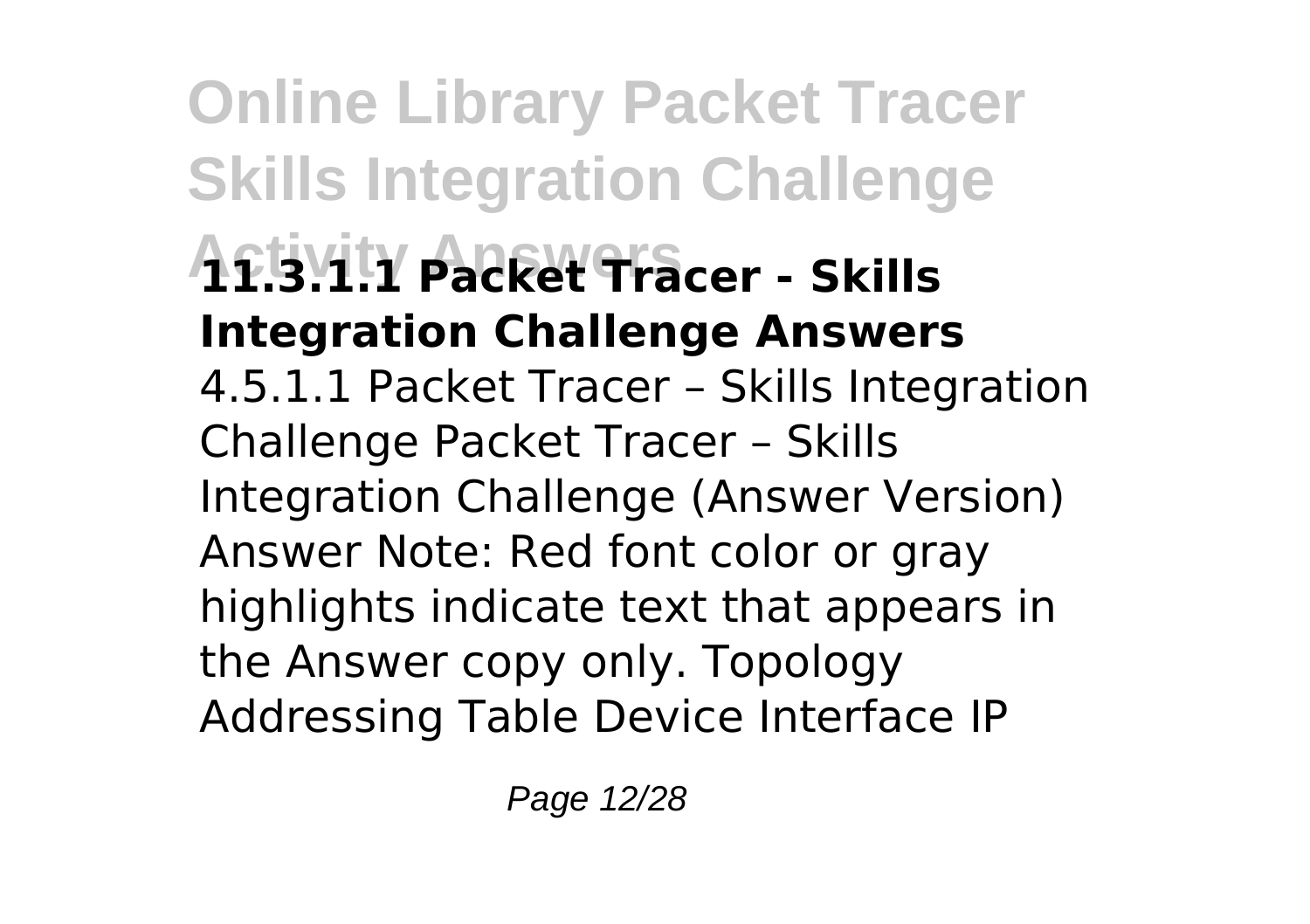**11.3.1.1 Packet Tracer - Skills Integration Challenge Answers**

4.5.1.1 Packet Tracer – Skills Integration Challenge Packet Tracer – Skills Integration Challenge (Answer Version) Answer Note: Red font color or gray highlights indicate text that appears in the Answer copy only. Topology Addressing Table Device Interface IP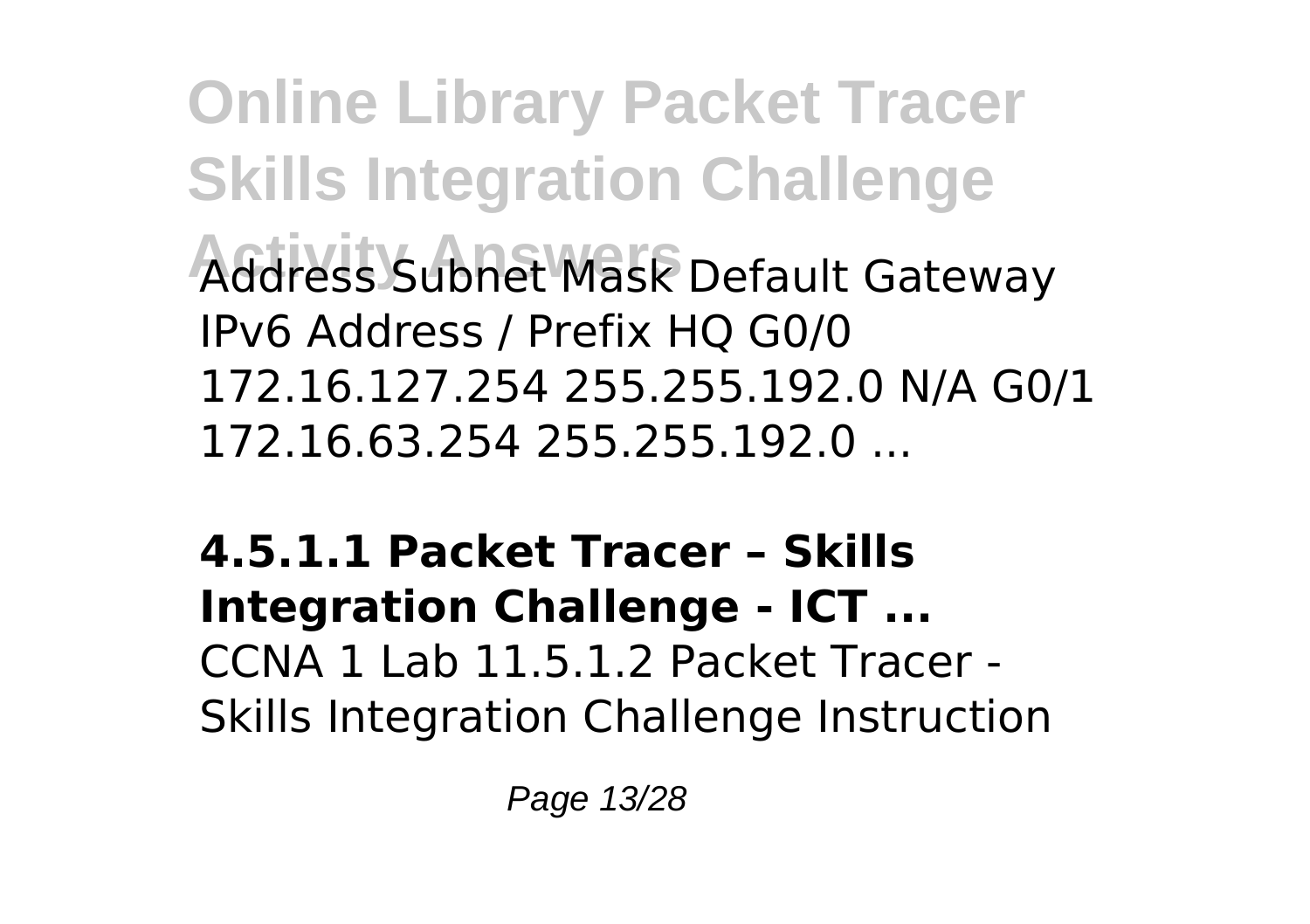Address Subnet Mask Default Gateway IPv6 Address / Prefix HQ G0/0 172.16.127.254 255.255.192.0 N/A G0/1 172.16.63.254 255.255.192.0 ...

**4.5.1.1 Packet Tracer – Skills Integration Challenge - ICT ...**
CCNA 1 Lab 11.5.1.2 Packet Tracer - Skills Integration Challenge Instruction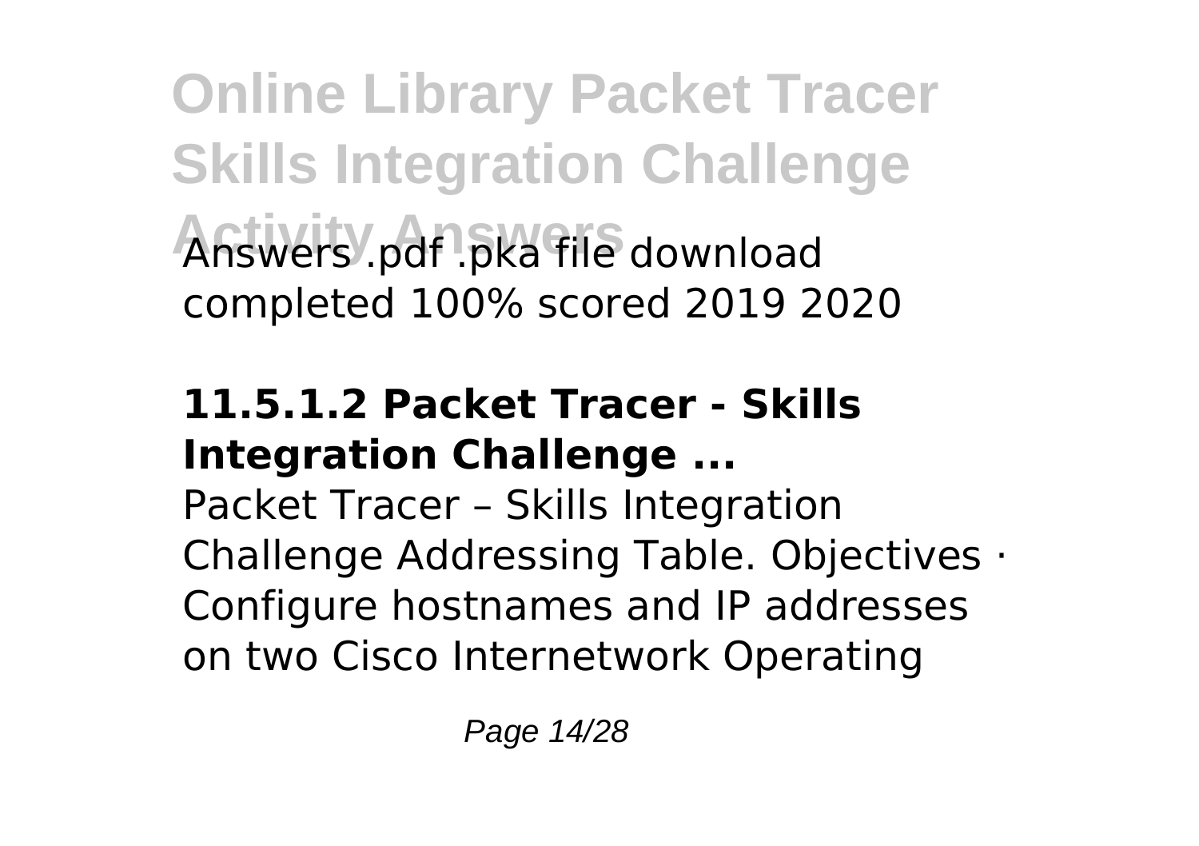Answers .pdf .pka file download completed 100% scored 2019 2020

## 11.5.1.2 Packet Tracer - Skills Integration Challenge ...

Packet Tracer – Skills Integration Challenge Addressing Table. Objectives · Configure hostnames and IP addresses on two Cisco Internetwork Operating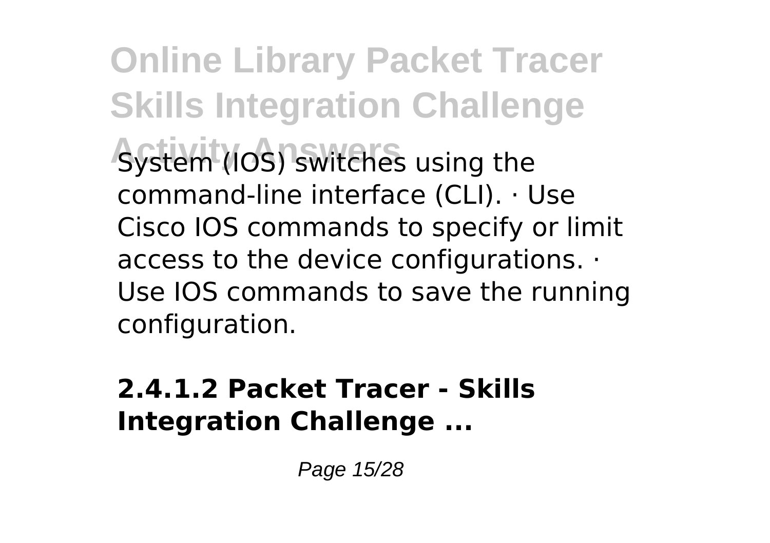System (IOS) switches using the command-line interface (CLI). · Use Cisco IOS commands to specify or limit access to the device configurations. · Use IOS commands to save the running configuration.

**2.4.1.2 Packet Tracer - Skills Integration Challenge ...**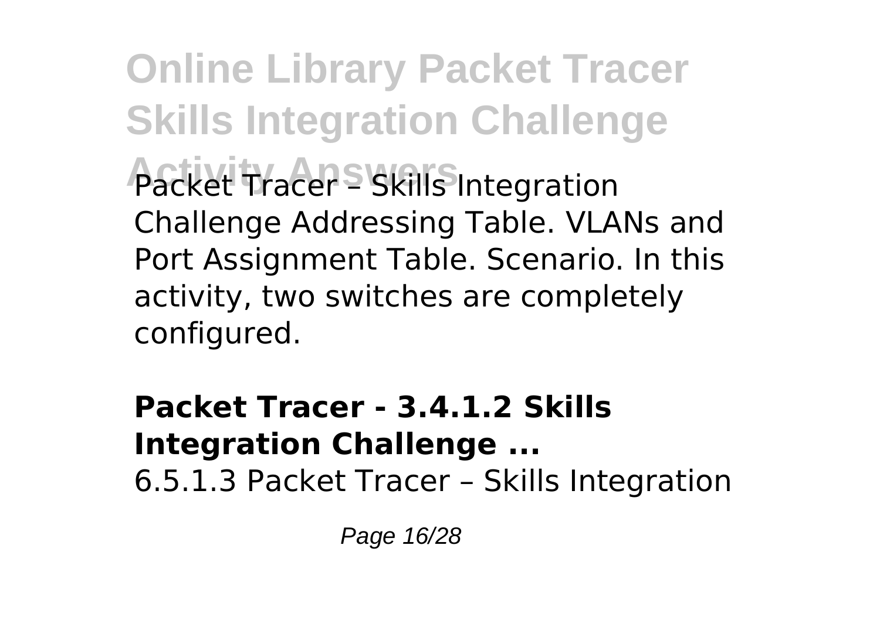Packet Tracer – Skills Integration Challenge Addressing Table. VLANs and Port Assignment Table. Scenario. In this activity, two switches are completely configured.

**Packet Tracer - 3.4.1.2 Skills Integration Challenge ...**

6.5.1.3 Packet Tracer – Skills Integration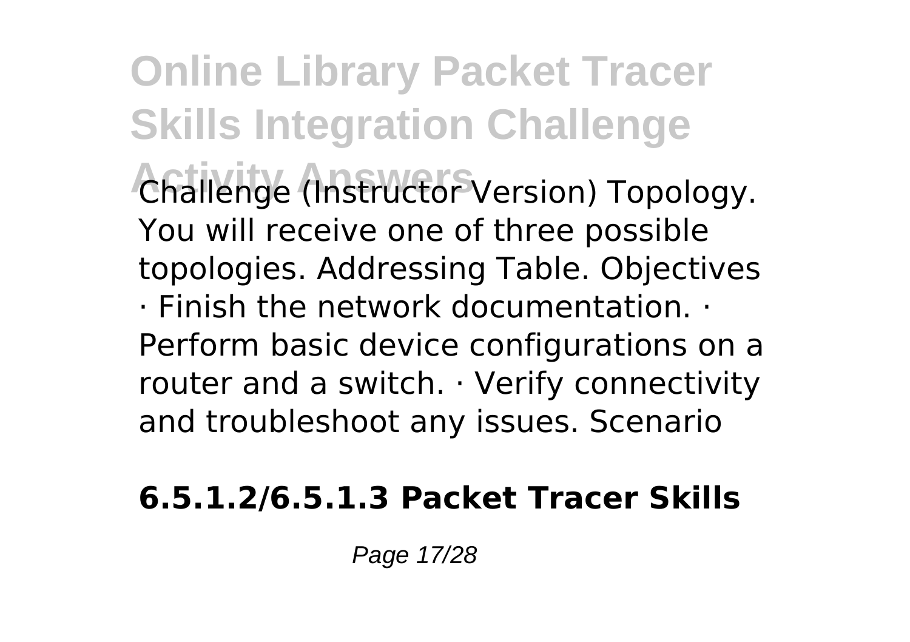Challenge (Instructor Version) Topology. You will receive one of three possible topologies. Addressing Table. Objectives · Finish the network documentation. · Perform basic device configurations on a router and a switch. · Verify connectivity and troubleshoot any issues. Scenario

**6.5.1.2/6.5.1.3 Packet Tracer Skills**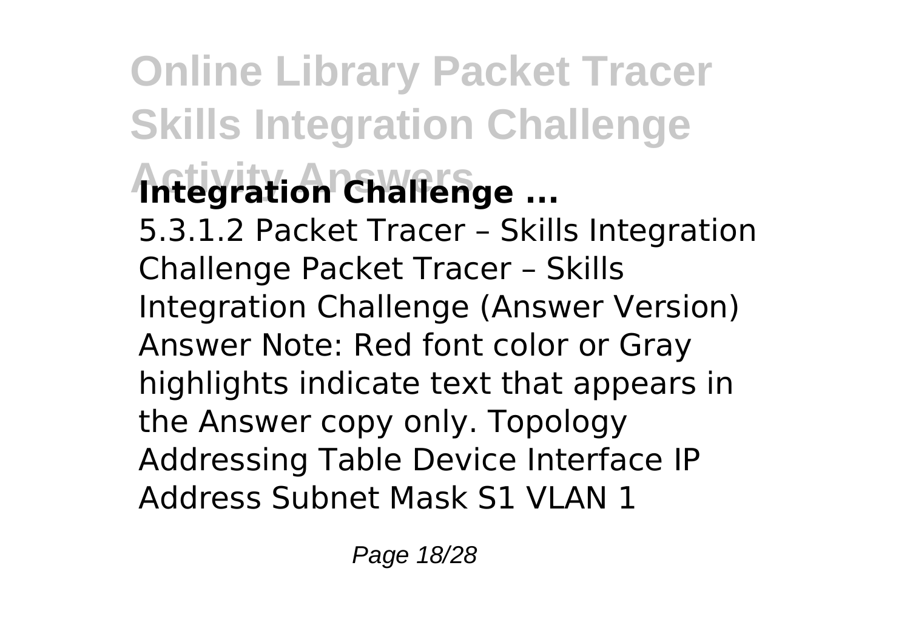**Integration Challenge ...**

5.3.1.2 Packet Tracer – Skills Integration Challenge Packet Tracer – Skills Integration Challenge (Answer Version) Answer Note: Red font color or Gray highlights indicate text that appears in the Answer copy only. Topology Addressing Table Device Interface IP Address Subnet Mask S1 VLAN 1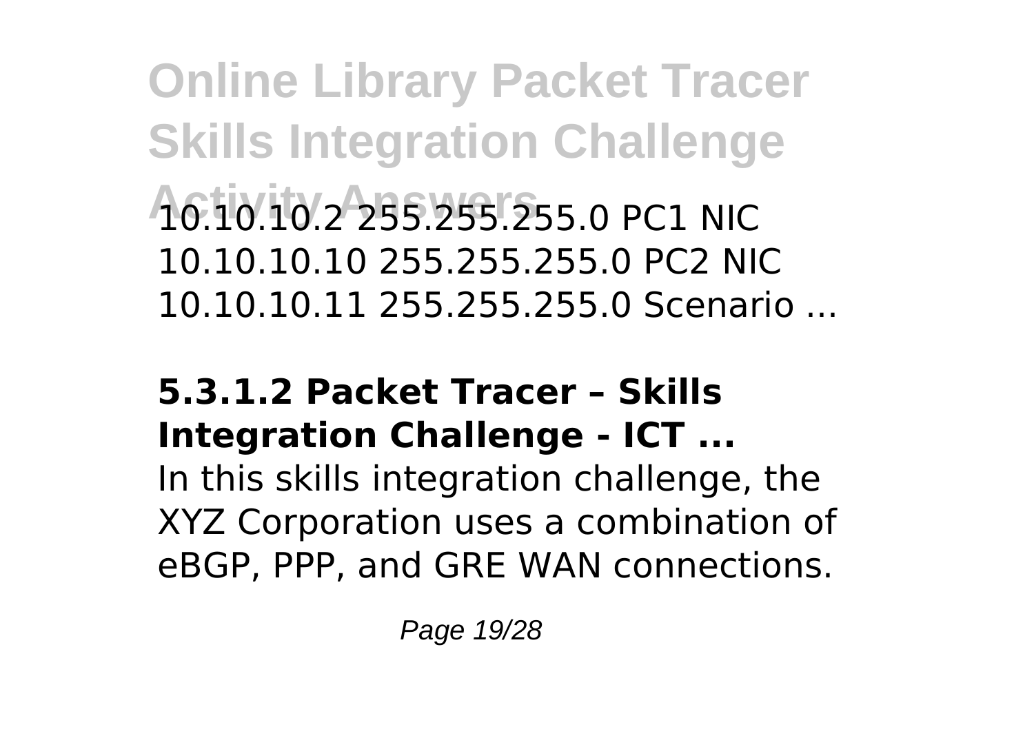10.10.10.2 255.255.255.0 PC1 NIC 10.10.10.10 255.255.255.0 PC2 NIC 10.10.10.11 255.255.255.0 Scenario ...

**5.3.1.2 Packet Tracer – Skills Integration Challenge - ICT ...**

In this skills integration challenge, the XYZ Corporation uses a combination of eBGP, PPP, and GRE WAN connections.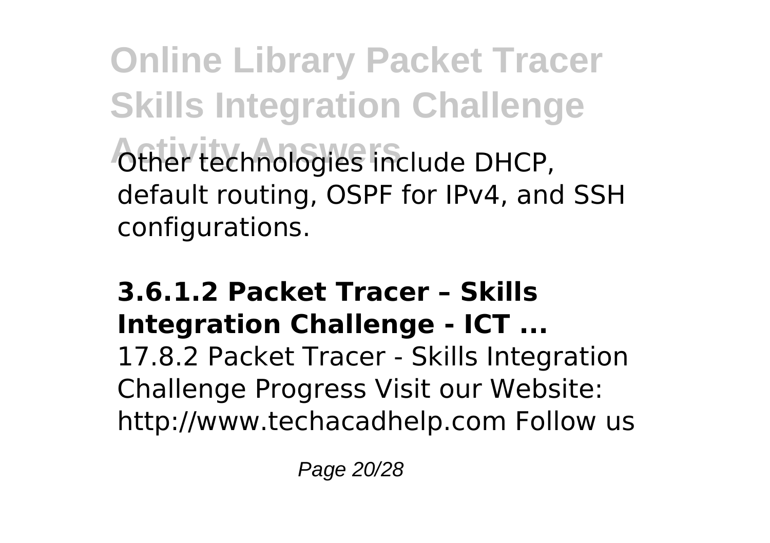Other technologies include DHCP, default routing, OSPF for IPv4, and SSH configurations.

### 3.6.1.2 Packet Tracer – Skills Integration Challenge - ICT ...

17.8.2 Packet Tracer - Skills Integration Challenge Progress Visit our Website: http://www.techacadhelp.com Follow us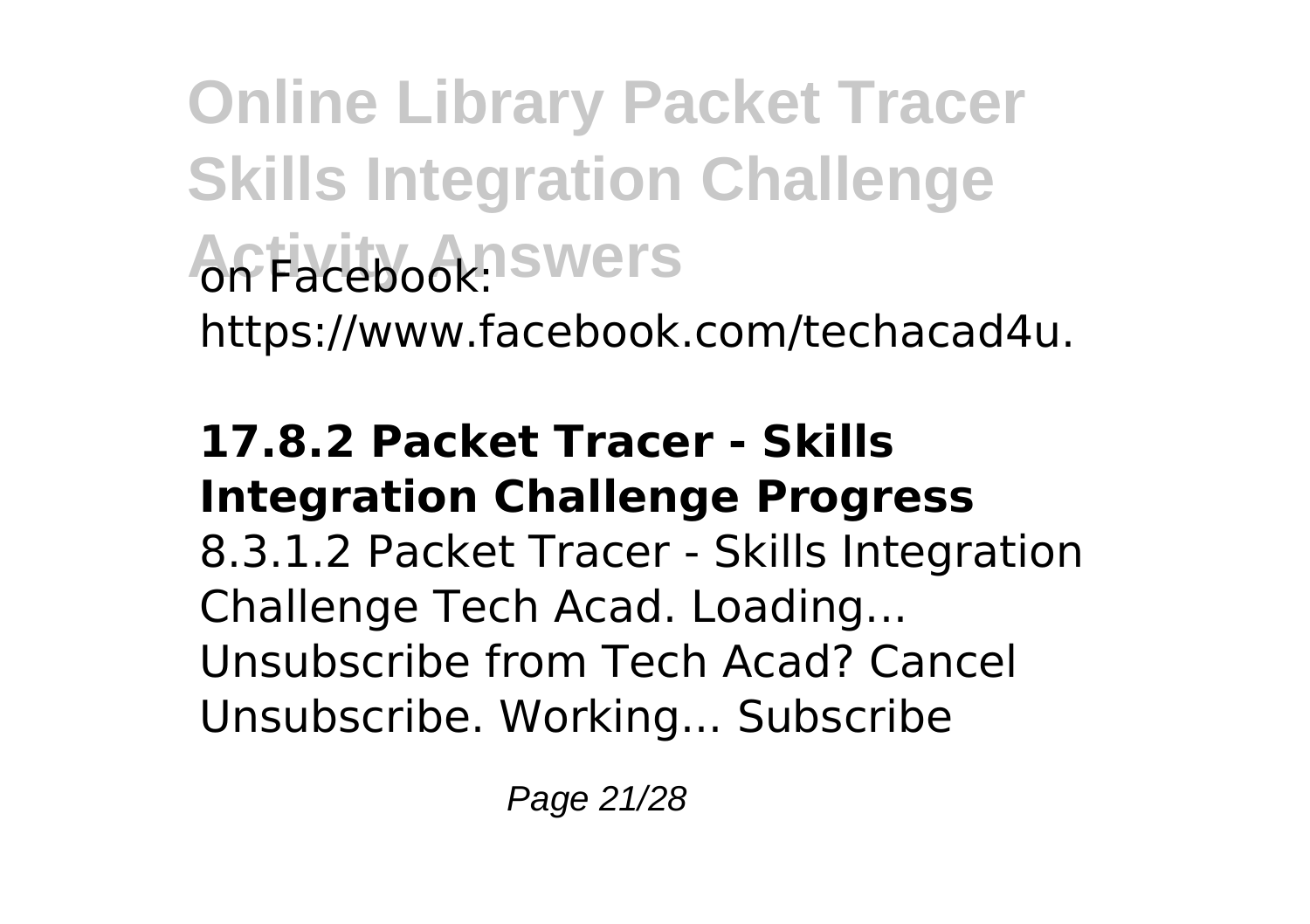on Facebook: https://www.facebook.com/techacad4u.

**17.8.2 Packet Tracer - Skills Integration Challenge Progress**

8.3.1.2 Packet Tracer - Skills Integration Challenge Tech Acad. Loading... Unsubscribe from Tech Acad? Cancel Unsubscribe. Working... Subscribe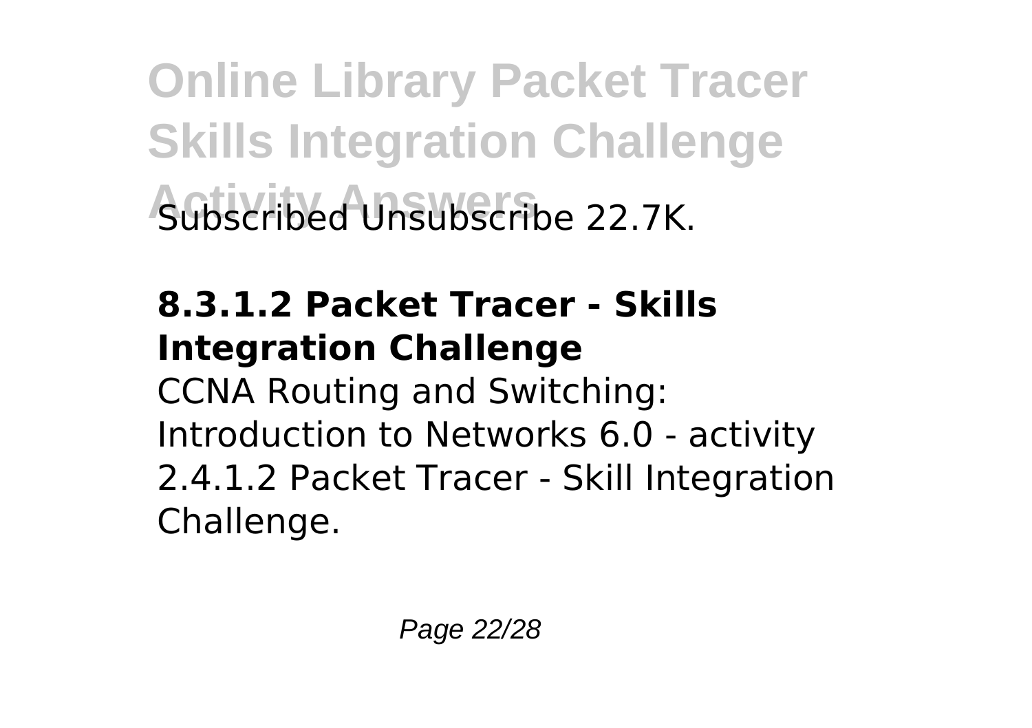Subscribed Unsubscribe 22.7K.

**8.3.1.2 Packet Tracer - Skills Integration Challenge**

CCNA Routing and Switching: Introduction to Networks 6.0 - activity 2.4.1.2 Packet Tracer - Skill Integration Challenge.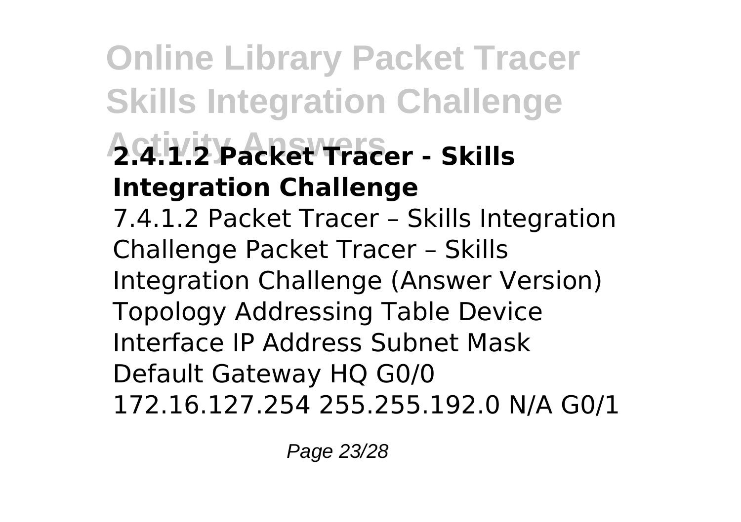## 2.4.1.2 Packet Tracer - Skills Integration Challenge

7.4.1.2 Packet Tracer – Skills Integration Challenge Packet Tracer – Skills Integration Challenge (Answer Version) Topology Addressing Table Device Interface IP Address Subnet Mask Default Gateway HQ G0/0 172.16.127.254 255.255.192.0 N/A G0/1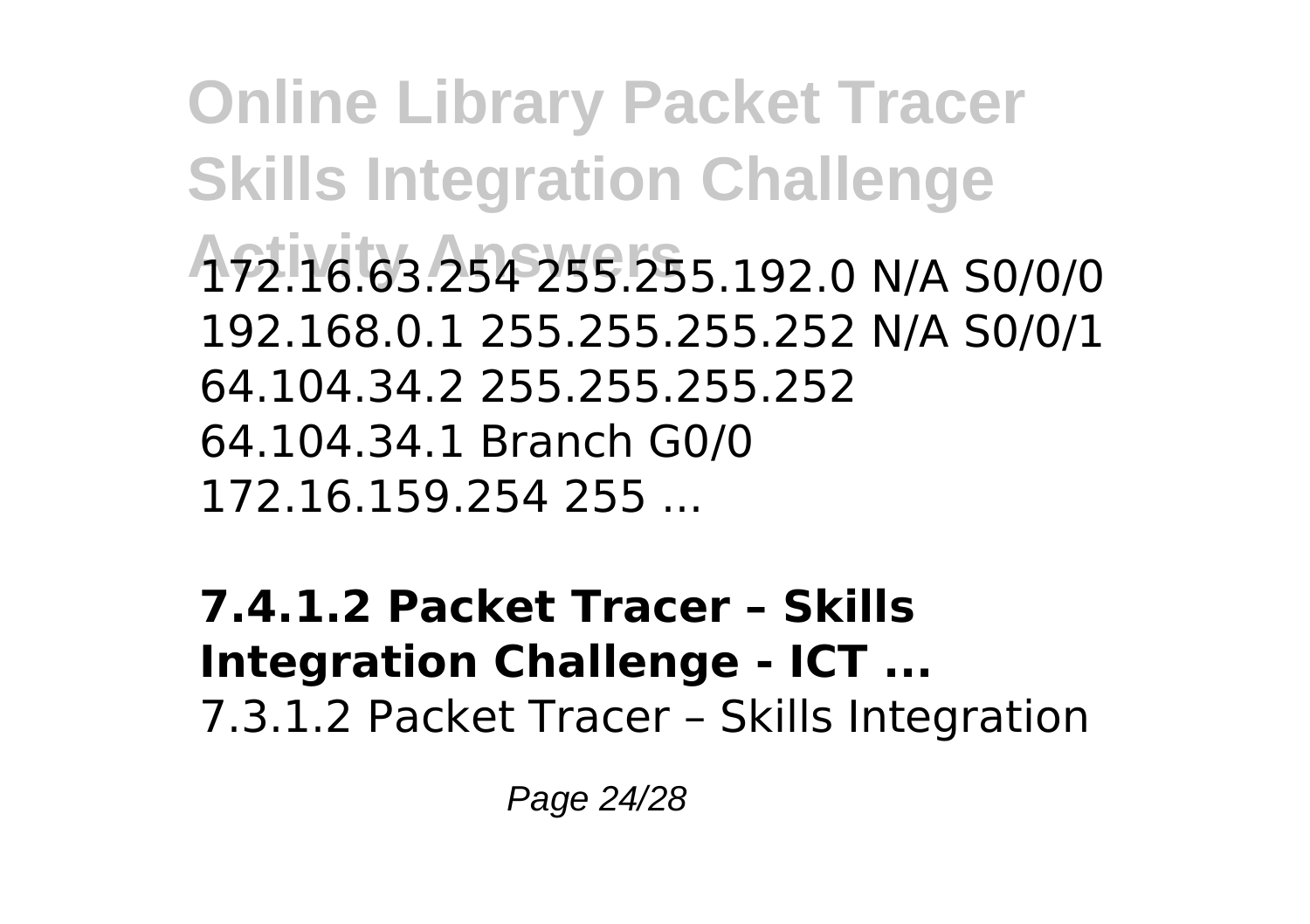172.16.63.254 255.255.192.0 N/A S0/0/0 192.168.0.1 255.255.255.252 N/A S0/0/1 64.104.34.2 255.255.255.252 64.104.34.1 Branch G0/0 172.16.159.254 255 ...

**7.4.1.2 Packet Tracer – Skills Integration Challenge - ICT ...**

7.3.1.2 Packet Tracer – Skills Integration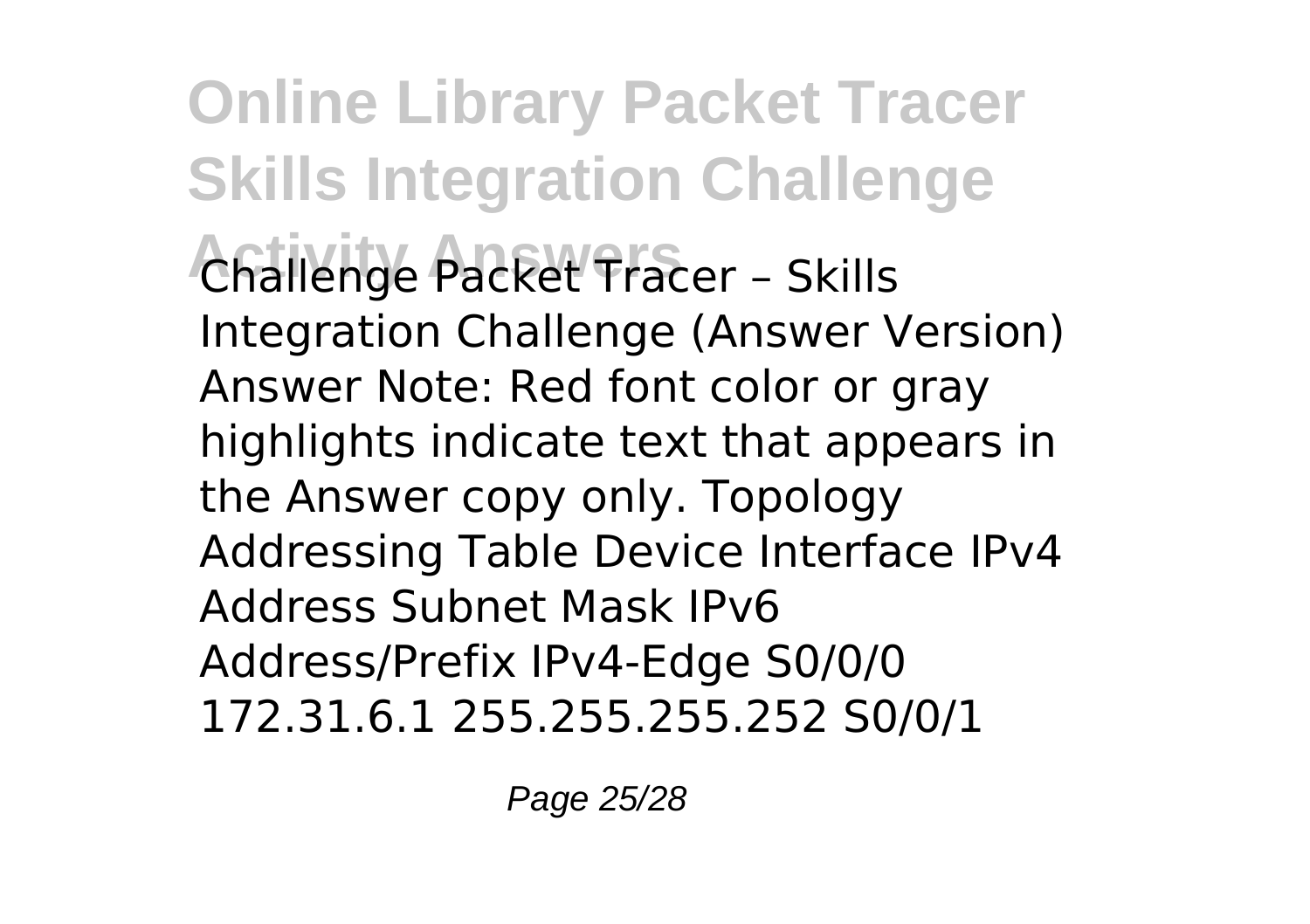Challenge Packet Tracer – Skills Integration Challenge (Answer Version) Answer Note: Red font color or gray highlights indicate text that appears in the Answer copy only. Topology Addressing Table Device Interface IPv4 Address Subnet Mask IPv6 Address/Prefix IPv4-Edge S0/0/0 172.31.6.1 255.255.255.252 S0/0/1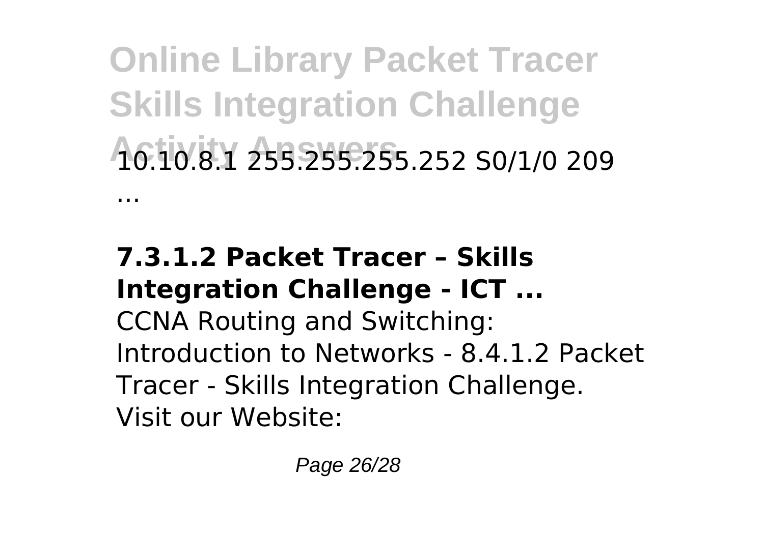10.10.8.1 255.255.255.252 S0/1/0 209 ...

**7.3.1.2 Packet Tracer – Skills Integration Challenge - ICT ...**

CCNA Routing and Switching: Introduction to Networks - 8.4.1.2 Packet Tracer - Skills Integration Challenge. Visit our Website: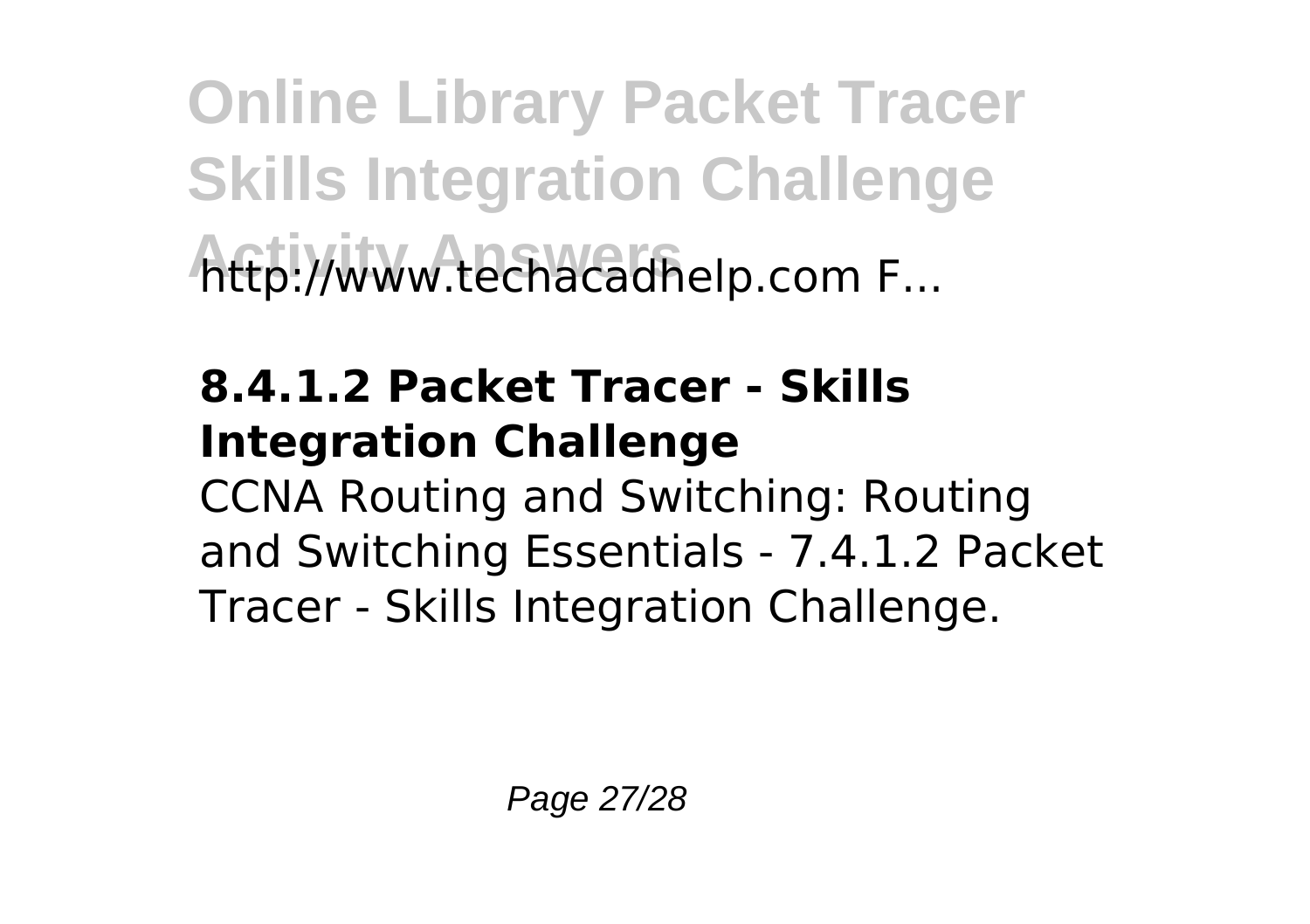http://www.techacadhelp.com F...

**8.4.1.2 Packet Tracer - Skills Integration Challenge**

CCNA Routing and Switching: Routing and Switching Essentials - 7.4.1.2 Packet Tracer - Skills Integration Challenge.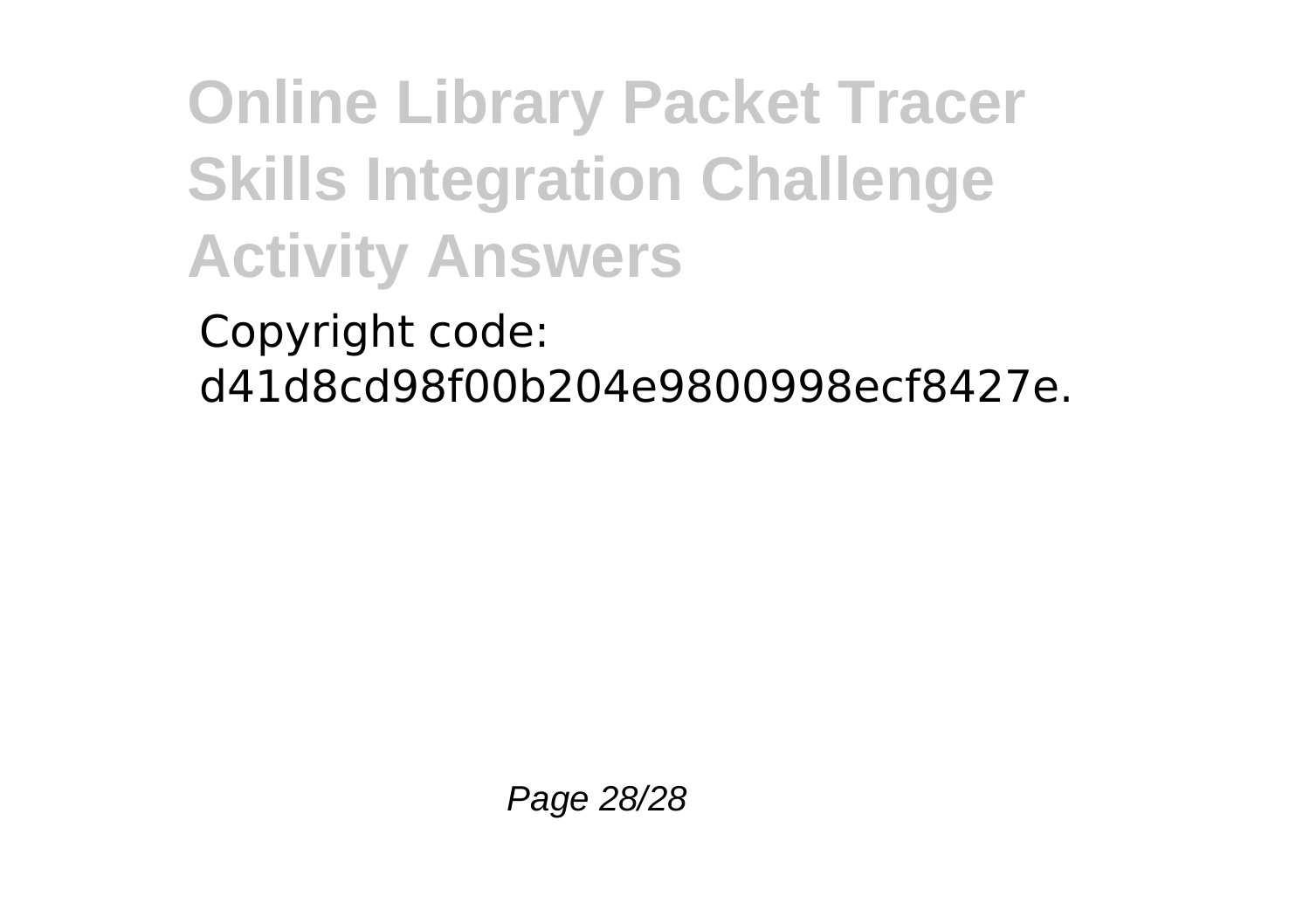Copyright code: d41d8cd98f00b204e9800998ecf8427e.